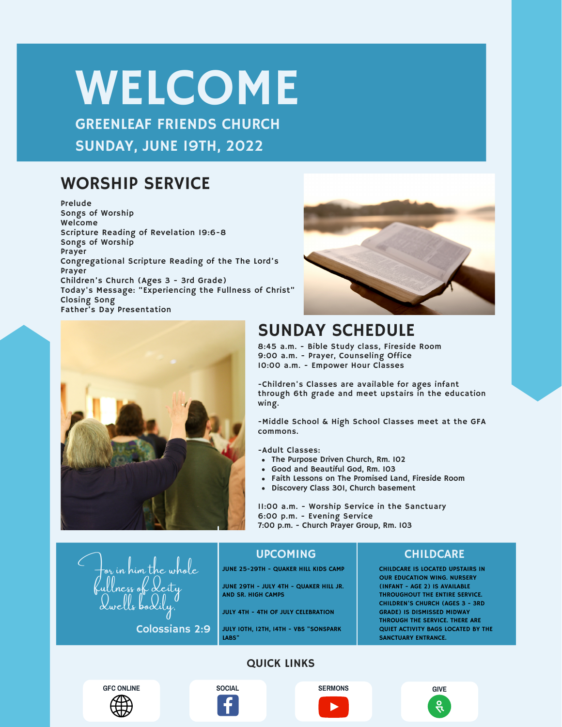# WELCOME

## GREENLEAF FRIENDS CHURCH

## SUNDAY, JUNE 19TH, 2022

## WORSHIP SERVICE

Prelude
Songs of Worship
Welcome
Scripture Reading of Revelation 19:6-8
Songs of Worship
Prayer
Congregational Scripture Reading of the The Lord's Prayer
Children's Church (Ages 3 - 3rd Grade)
Today's Message: "Experiencing the Fullness of Christ"
Closing Song
Father's Day Presentation

## SUNDAY SCHEDULE

8:45 a.m. - Bible Study class, Fireside Room
9:00 a.m. - Prayer, Counseling Office
10:00 a.m. - Empower Hour Classes

-Children's Classes are available for ages infant through 6th grade and meet upstairs in the education wing.

-Middle School & High School Classes meet at the GFA commons.

-Adult Classes:

- The Purpose Driven Church, Rm. 102
- Good and Beautiful God, Rm. 103
- Faith Lessons on The Promised Land, Fireside Room
- Discovery Class 301, Church basement

11:00 a.m. - Worship Service in the Sanctuary
6:00 p.m. - Evening Service
7:00 p.m. - Church Prayer Group, Rm. 103

*For in him the whole fullness of deity dwells bodily.*

Colossians 2:9

## UPCOMING

JUNE 25-29TH - QUAKER HILL KIDS CAMP

JUNE 29TH - JULY 4TH - QUAKER HILL JR. AND SR. HIGH CAMPS

JULY 4TH - 4TH OF JULY CELEBRATION

JULY 10TH, 12TH, 14TH - VBS "SONSPARK LABS"

## CHILDCARE

CHILDCARE IS LOCATED UPSTAIRS IN OUR EDUCATION WING. NURSERY (INFANT - AGE 2) IS AVAILABLE THROUGHOUT THE ENTIRE SERVICE. CHILDREN'S CHURCH (AGES 3 - 3RD GRADE) IS DISMISSED MIDWAY THROUGH THE SERVICE. THERE ARE QUIET ACTIVITY BAGS LOCATED BY THE SANCTUARY ENTRANCE.

## QUICK LINKS

GFC ONLINE | SOCIAL | SERMONS | GIVE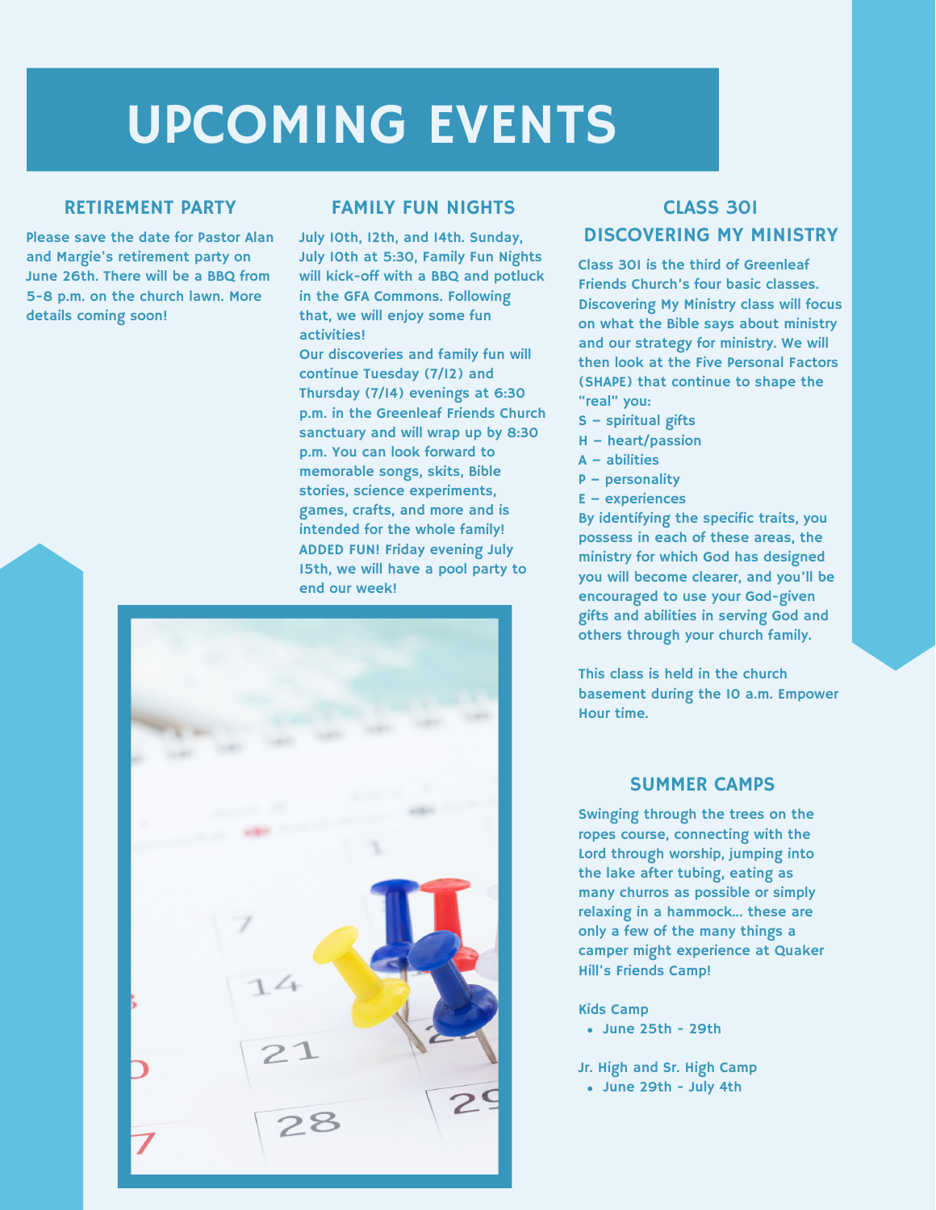# UPCOMING EVENTS

## RETIREMENT PARTY

Please save the date for Pastor Alan and Margie's retirement party on June 26th. There will be a BBQ from 5-8 p.m. on the church lawn. More details coming soon!

## FAMILY FUN NIGHTS

July 10th, 12th, and 14th. Sunday, July 10th at 5:30, Family Fun Nights will kick-off with a BBQ and potluck in the GFA Commons. Following that, we will enjoy some fun activities!

Our discoveries and family fun will continue Tuesday (7/12) and Thursday (7/14) evenings at 6:30 p.m. in the Greenleaf Friends Church sanctuary and will wrap up by 8:30 p.m. You can look forward to memorable songs, skits, Bible stories, science experiments, games, crafts, and more and is intended for the whole family!

ADDED FUN! Friday evening July 15th, we will have a pool party to end our week!

## CLASS 301 DISCOVERING MY MINISTRY

Class 301 is the third of Greenleaf Friends Church's four basic classes. Discovering My Ministry class will focus on what the Bible says about ministry and our strategy for ministry. We will then look at the Five Personal Factors (SHAPE) that continue to shape the "real" you:

S – spiritual gifts
H – heart/passion
A – abilities
P – personality
E – experiences

By identifying the specific traits, you possess in each of these areas, the ministry for which God has designed you will become clearer, and you'll be encouraged to use your God-given gifts and abilities in serving God and others through your church family.

This class is held in the church basement during the 10 a.m. Empower Hour time.

## SUMMER CAMPS

Swinging through the trees on the ropes course, connecting with the Lord through worship, jumping into the lake after tubing, eating as many churros as possible or simply relaxing in a hammock... these are only a few of the many things a camper might experience at Quaker Hill's Friends Camp!

Kids Camp

- June 25th - 29th

Jr. High and Sr. High Camp

- June 29th - July 4th